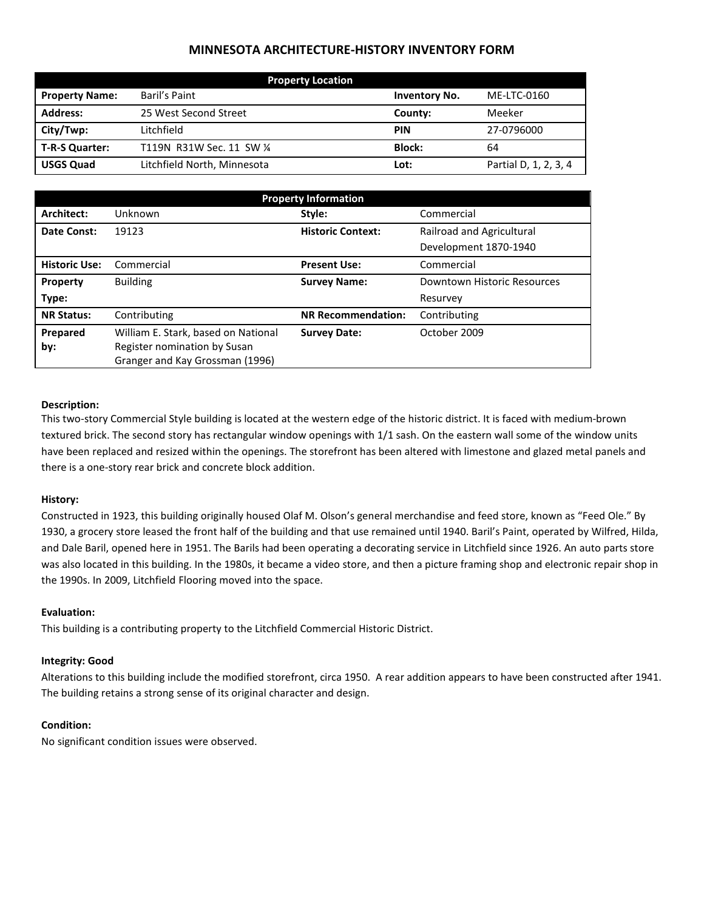# MINNESOTA ARCHITECTURE-HISTORY INVENTORY FORM

| Property Location | | | |
|---|---|---|---|
| **Property Name:** | Baril's Paint | **Inventory No.** | ME-LTC-0160 |
| **Address:** | 25 West Second Street | **County:** | Meeker |
| **City/Twp:** | Litchfield | **PIN** | 27-0796000 |
| **T-R-S Quarter:** | T119N R31W Sec. 11 SW ¼ | **Block:** | 64 |
| **USGS Quad** | Litchfield North, Minnesota | **Lot:** | Partial D, 1, 2, 3, 4 |

| Property Information | | | |
|---|---|---|---|
| **Architect:** | Unknown | **Style:** | Commercial |
| **Date Const:** | 19123 | **Historic Context:** | Railroad and Agricultural Development 1870-1940 |
| **Historic Use:** | Commercial | **Present Use:** | Commercial |
| **Property Type:** | Building | **Survey Name:** | Downtown Historic Resources Resurvey |
| **NR Status:** | Contributing | **NR Recommendation:** | Contributing |
| **Prepared by:** | William E. Stark, based on National Register nomination by Susan Granger and Kay Grossman (1996) | **Survey Date:** | October 2009 |

**Description:**

This two-story Commercial Style building is located at the western edge of the historic district. It is faced with medium-brown textured brick. The second story has rectangular window openings with 1/1 sash. On the eastern wall some of the window units have been replaced and resized within the openings. The storefront has been altered with limestone and glazed metal panels and there is a one-story rear brick and concrete block addition.

**History:**

Constructed in 1923, this building originally housed Olaf M. Olson's general merchandise and feed store, known as "Feed Ole." By 1930, a grocery store leased the front half of the building and that use remained until 1940. Baril's Paint, operated by Wilfred, Hilda, and Dale Baril, opened here in 1951. The Barils had been operating a decorating service in Litchfield since 1926. An auto parts store was also located in this building. In the 1980s, it became a video store, and then a picture framing shop and electronic repair shop in the 1990s. In 2009, Litchfield Flooring moved into the space.

**Evaluation:**

This building is a contributing property to the Litchfield Commercial Historic District.

**Integrity: Good**

Alterations to this building include the modified storefront, circa 1950. A rear addition appears to have been constructed after 1941. The building retains a strong sense of its original character and design.

**Condition:**

No significant condition issues were observed.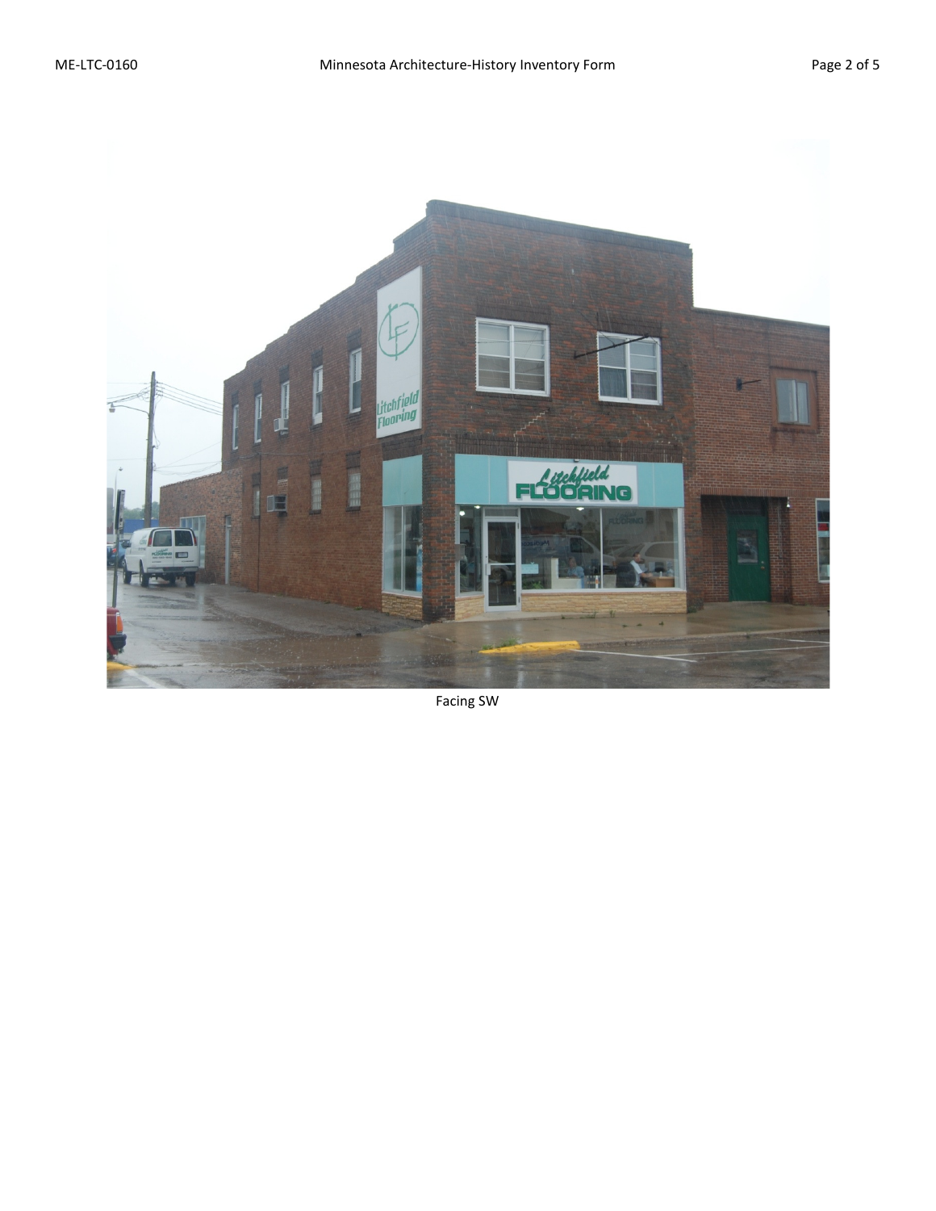Facing SW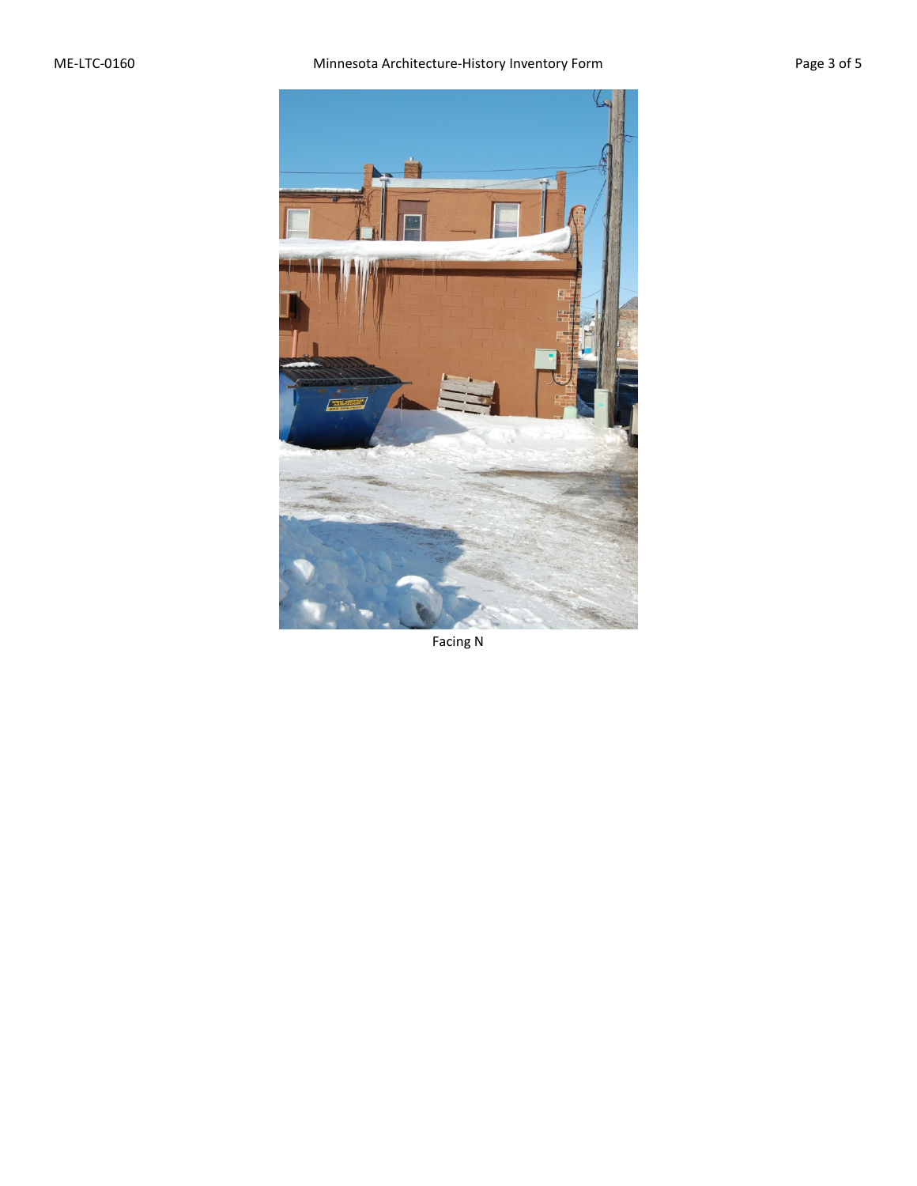Facing N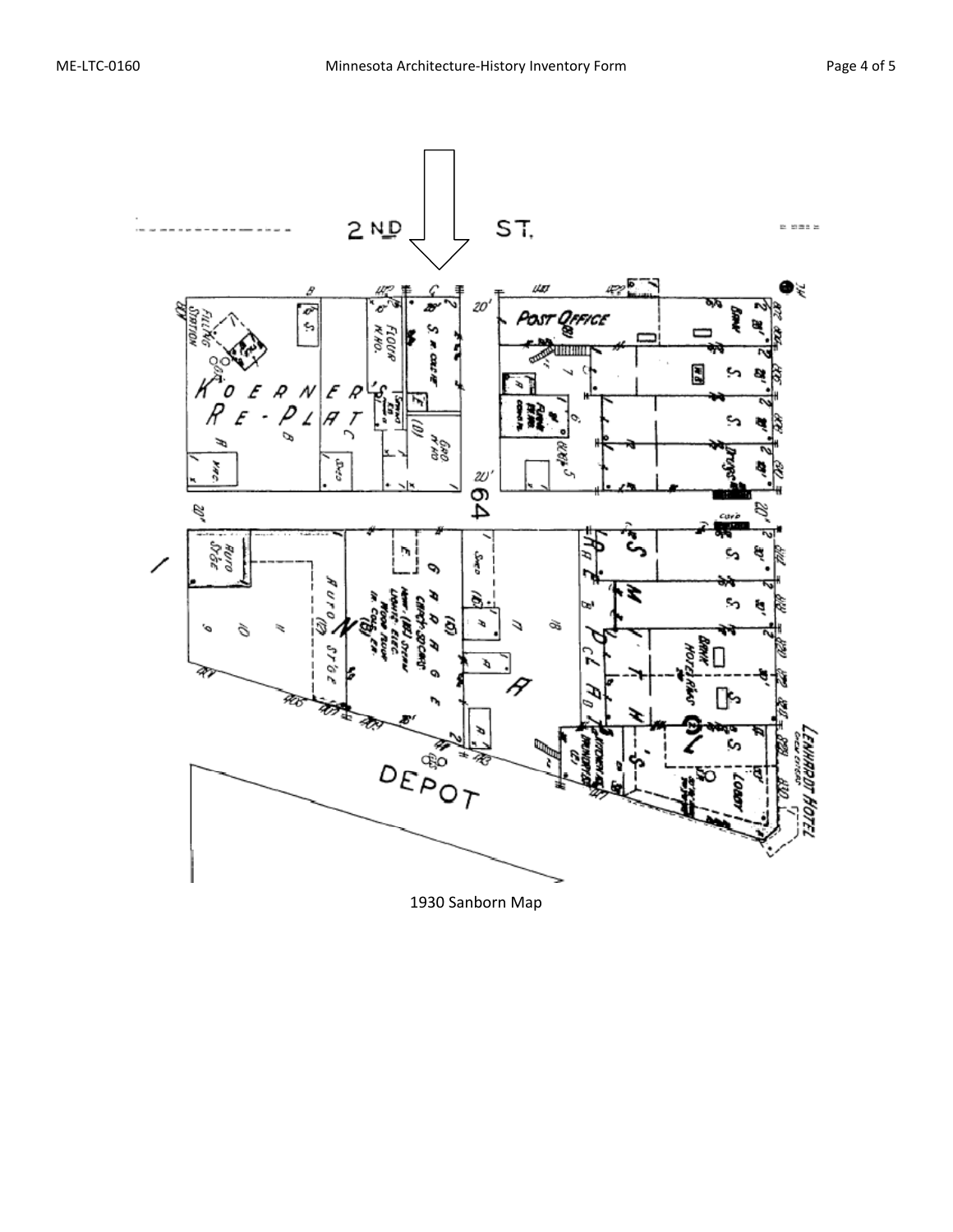1930 Sanborn Map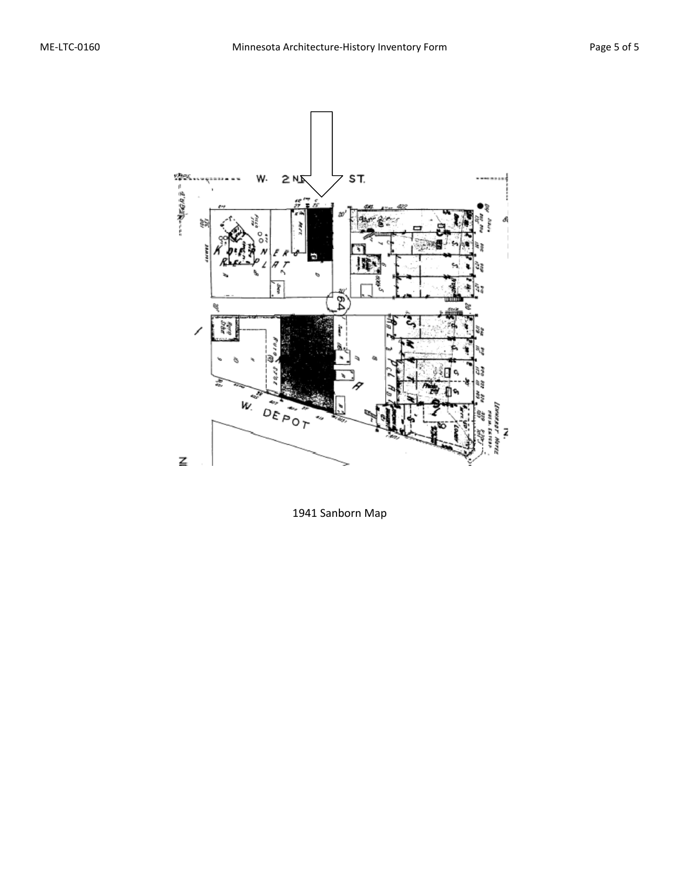W. 2ND ST.

W. DEPOT

1941 Sanborn Map